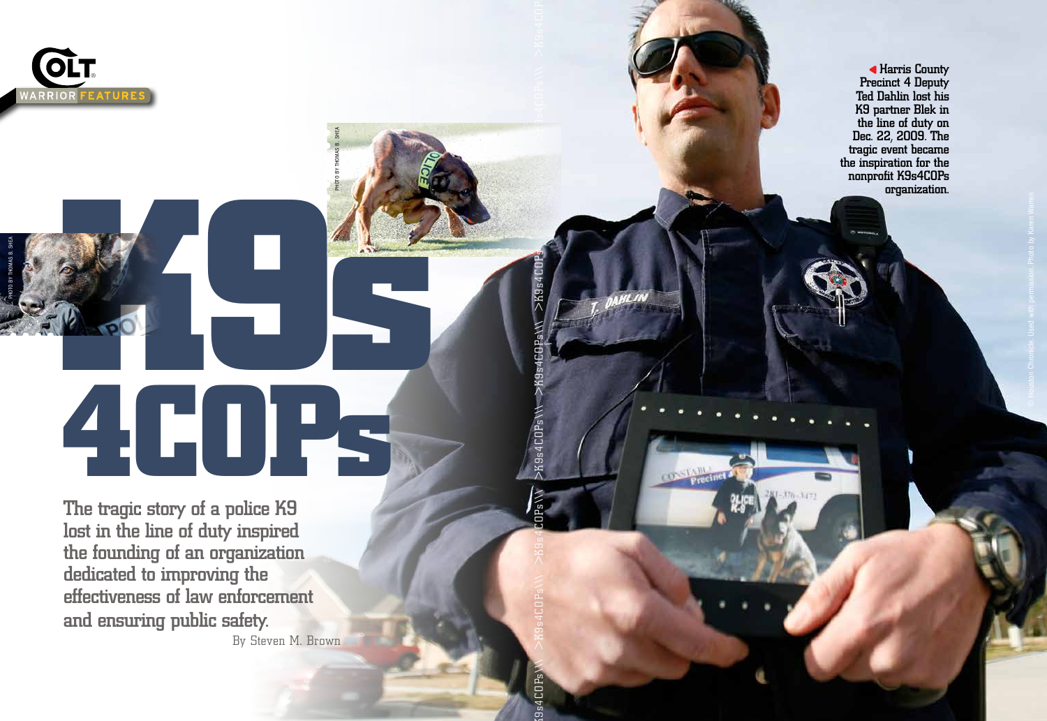# K9s 4COPs

The tragic story of a police K9 lost in the line of duty inspired the founding of an organization dedicated to improving the effectiveness of law enforcement and ensuring public safety.

By Steven M. Brown

Harris County Precinct 4 Deputy Ted Dahlin lost his K9 partner Blek in the line of duty on Dec. 22, 2009. The tragic event became the inspiration for the nonprofit K9s4COPs organization.

© Houston Chronicle. Used with permission. Photo by Karen Warren

PHOTO BY THOMAS B. SHEA

PHOTO BY THOMAS B. SHEA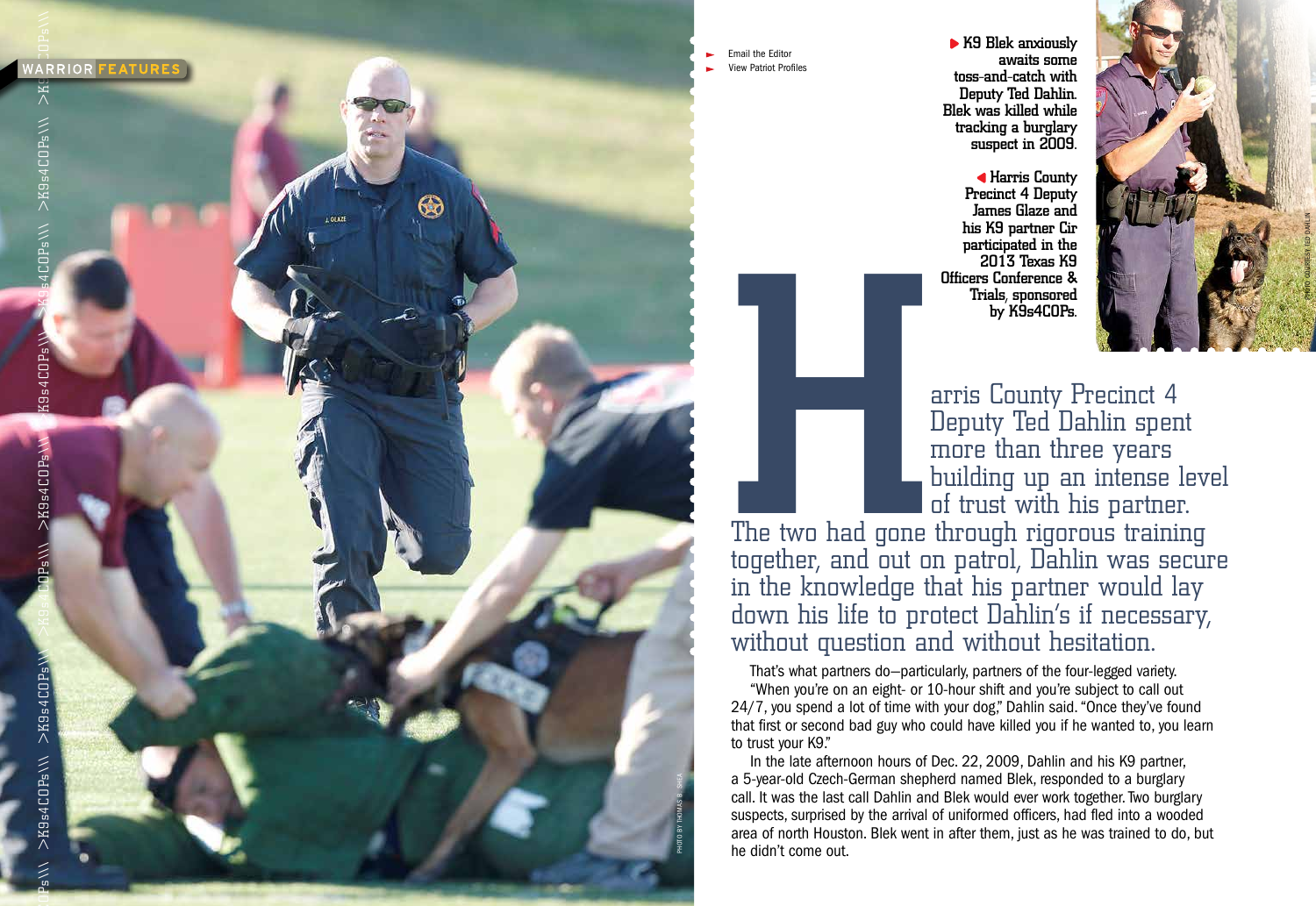- Email the Editor
- View Patriot Profiles

K9 Blek anxiously awaits some toss-and-catch with Deputy Ted Dahlin. Blek was killed while tracking a burglary suspect in 2009.

Harris County Precinct 4 Deputy James Glaze and his K9 partner Cir participated in the 2013 Texas K9 Officers Conference & Trials, sponsored by K9s4COPs.

Harris County Precinct 4 Deputy Ted Dahlin spent more than three years building up an intense level of trust with his partner. The two had gone through rigorous training together, and out on patrol, Dahlin was secure in the knowledge that his partner would lay down his life to protect Dahlin's if necessary, without question and without hesitation.

That's what partners do—particularly, partners of the four-legged variety.

"When you're on an eight- or 10-hour shift and you're subject to call out 24/7, you spend a lot of time with your dog," Dahlin said. "Once they've found that first or second bad guy who could have killed you if he wanted to, you learn to trust your K9."

In the late afternoon hours of Dec. 22, 2009, Dahlin and his K9 partner, a 5-year-old Czech-German shepherd named Blek, responded to a burglary call. It was the last call Dahlin and Blek would ever work together. Two burglary suspects, surprised by the arrival of uniformed officers, had fled into a wooded area of north Houston. Blek went in after them, just as he was trained to do, but he didn't come out.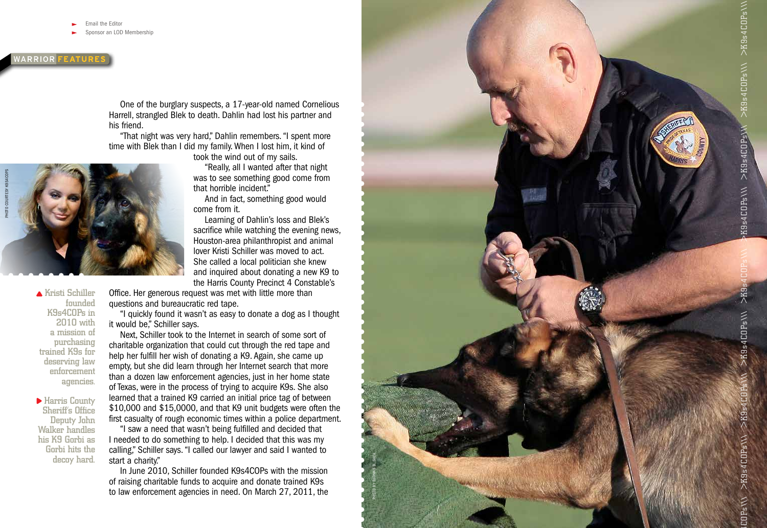- Email the Editor
- Sponsor an LOD Membership

**WARRIOR FEATURES**

One of the burglary suspects, a 17-year-old named Cornelious Harrell, strangled Blek to death. Dahlin had lost his partner and his friend.

"That night was very hard," Dahlin remembers. "I spent more time with Blek than I did my family. When I lost him, it kind of took the wind out of my sails.

"Really, all I wanted after that night was to see something good come from that horrible incident."

And in fact, something good would come from it.

Learning of Dahlin's loss and Blek's sacrifice while watching the evening news, Houston-area philanthropist and animal lover Kristi Schiller was moved to act. She called a local politician she knew and inquired about donating a new K9 to the Harris County Precinct 4 Constable's Office. Her generous request was met with little more than questions and bureaucratic red tape.

"I quickly found it wasn't as easy to donate a dog as I thought it would be," Schiller says.

Next, Schiller took to the Internet in search of some sort of charitable organization that could cut through the red tape and help her fulfill her wish of donating a K9. Again, she came up empty, but she did learn through her Internet search that more than a dozen law enforcement agencies, just in her home state of Texas, were in the process of trying to acquire K9s. She also learned that a trained K9 carried an initial price tag of between $10,000 and $15,0000, and that K9 unit budgets were often the first casualty of rough economic times within a police department.

"I saw a need that wasn't being fulfilled and decided that I needed to do something to help. I decided that this was my calling," Schiller says. "I called our lawyer and said I wanted to start a charity."

In June 2010, Schiller founded K9s4COPs with the mission of raising charitable funds to acquire and donate trained K9s to law enforcement agencies in need. On March 27, 2011, the

PHOTO COURTESY K9S4COPS

▲ Kristi Schiller founded K9s4COPs in 2010 with a mission of purchasing trained K9s for deserving law enforcement agencies.

▶ Harris County Sheriff's Office Deputy John Walker handles his K9 Gorbi as Gorbi hits the decoy hard.

PHOTO BY THOMAS B. SHEA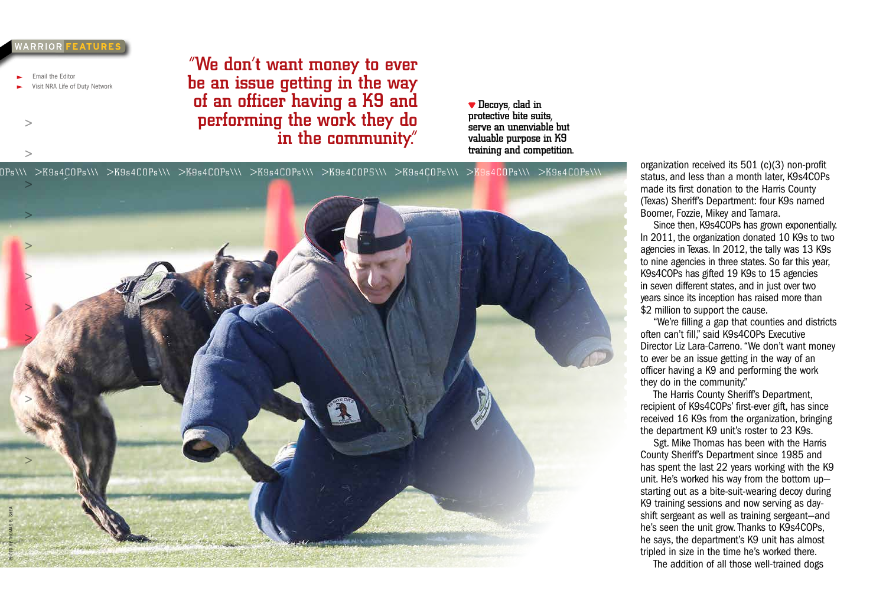WARRIOR FEATURES

- Email the Editor
- Visit NRA Life of Duty Network

"We don't want money to ever be an issue getting in the way of an officer having a K9 and performing the work they do in the community."

Decoys, clad in protective bite suits, serve an unenviable but valuable purpose in K9 training and competition.

organization received its 501 (c)(3) non-profit status, and less than a month later, K9s4COPs made its first donation to the Harris County (Texas) Sheriff's Department: four K9s named Boomer, Fozzie, Mikey and Tamara.

Since then, K9s4COPs has grown exponentially. In 2011, the organization donated 10 K9s to two agencies in Texas. In 2012, the tally was 13 K9s to nine agencies in three states. So far this year, K9s4COPs has gifted 19 K9s to 15 agencies in seven different states, and in just over two years since its inception has raised more than $2 million to support the cause.

"We're filling a gap that counties and districts often can't fill," said K9s4COPs Executive Director Liz Lara-Carreno. "We don't want money to ever be an issue getting in the way of an officer having a K9 and performing the work they do in the community."

The Harris County Sheriff's Department, recipient of K9s4COPs' first-ever gift, has since received 16 K9s from the organization, bringing the department K9 unit's roster to 23 K9s.

Sgt. Mike Thomas has been with the Harris County Sheriff's Department since 1985 and has spent the last 22 years working with the K9 unit. He's worked his way from the bottom up—starting out as a bite-suit-wearing decoy during K9 training sessions and now serving as day-shift sergeant as well as training sergeant—and he's seen the unit grow. Thanks to K9s4COPs, he says, the department's K9 unit has almost tripled in size in the time he's worked there.

The addition of all those well-trained dogs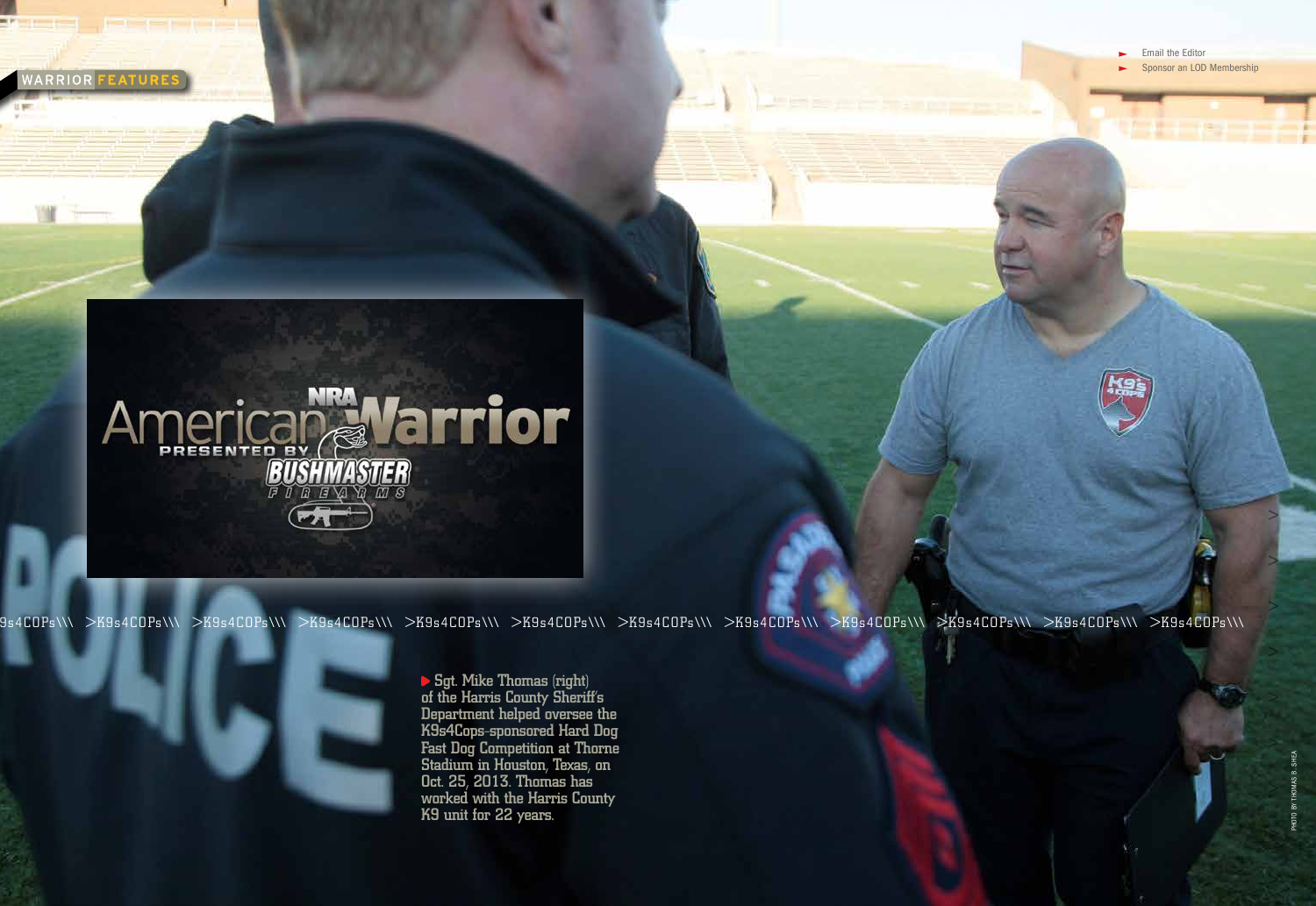WARRIOR FEATURES

- Email the Editor
- Sponsor an LOD Membership

American Warrior

PRESENTED BY BUSHMASTER FIREARMS

Sgt. Mike Thomas (right) of the Harris County Sheriff's Department helped oversee the K9s4Cops-sponsored Hard Dog Fast Dog Competition at Thorne Stadium in Houston, Texas, on Oct. 25, 2013. Thomas has worked with the Harris County K9 unit for 22 years.

PHOTO BY THOMAS B. SHEA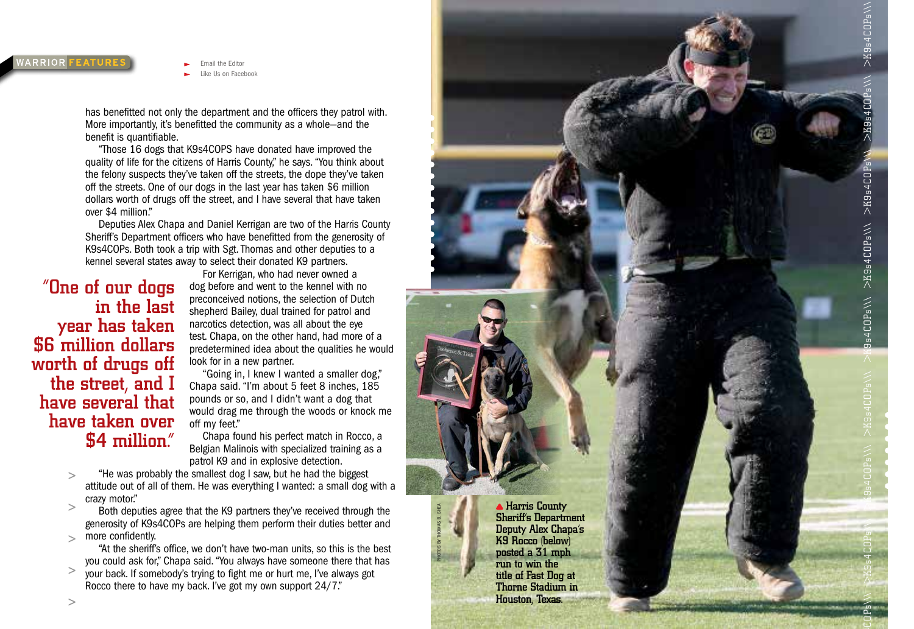has benefitted not only the department and the officers they patrol with. More importantly, it's benefitted the community as a whole—and the benefit is quantifiable.

"Those 16 dogs that K9s4COPS have donated have improved the quality of life for the citizens of Harris County," he says. "You think about the felony suspects they've taken off the streets, the dope they've taken off the streets. One of our dogs in the last year has taken $6 million dollars worth of drugs off the street, and I have several that have taken over $4 million."

Deputies Alex Chapa and Daniel Kerrigan are two of the Harris County Sheriff's Department officers who have benefitted from the generosity of K9s4COPs. Both took a trip with Sgt. Thomas and other deputies to a kennel several states away to select their donated K9 partners.

> "One of our dogs in the last year has taken $6 million dollars worth of drugs off the street, and I have several that have taken over $4 million."

For Kerrigan, who had never owned a dog before and went to the kennel with no preconceived notions, the selection of Dutch shepherd Bailey, dual trained for patrol and narcotics detection, was all about the eye test. Chapa, on the other hand, had more of a predetermined idea about the qualities he would look for in a new partner.

"Going in, I knew I wanted a smaller dog," Chapa said. "I'm about 5 feet 8 inches, 185 pounds or so, and I didn't want a dog that would drag me through the woods or knock me off my feet."

Chapa found his perfect match in Rocco, a Belgian Malinois with specialized training as a patrol K9 and in explosive detection.

"He was probably the smallest dog I saw, but he had the biggest attitude out of all of them. He was everything I wanted: a small dog with a crazy motor."

Both deputies agree that the K9 partners they've received through the generosity of K9s4COPs are helping them perform their duties better and more confidently.

"At the sheriff's office, we don't have two-man units, so this is the best you could ask for," Chapa said. "You always have someone there that has your back. If somebody's trying to fight me or hurt me, I've always got Rocco there to have my back. I've got my own support 24/7."

PHOTOS BY THOMAS B. SHEA

▲ Harris County Sheriff's Department Deputy Alex Chapa's K9 Rocco (below) posted a 31 mph run to win the title of Fast Dog at Thorne Stadium in Houston, Texas.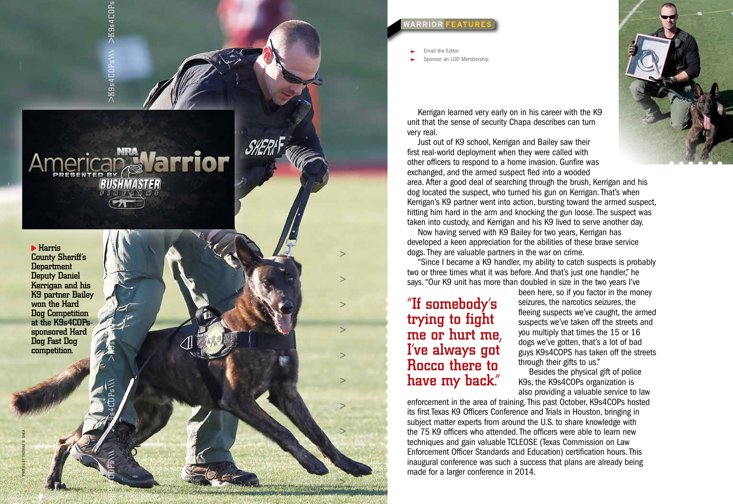WARRIOR FEATURES

- Email the Editor
- Sponsor an LOD Membership

Harris County Sheriff's Department Deputy Daniel Kerrigan and his K9 partner Bailey won the Hard Dog Competition at the K9s4COPs-sponsored Hard Dog Fast Dog competition.

Kerrigan learned very early on in his career with the K9 unit that the sense of security Chapa describes can turn very real.

Just out of K9 school, Kerrigan and Bailey saw their first real-world deployment when they were called with other officers to respond to a home invasion. Gunfire was exchanged, and the armed suspect fled into a wooded area. After a good deal of searching through the brush, Kerrigan and his dog located the suspect, who turned his gun on Kerrigan. That's when Kerrigan's K9 partner went into action, bursting toward the armed suspect, hitting him hard in the arm and knocking the gun loose. The suspect was taken into custody, and Kerrigan and his K9 lived to serve another day.

Now having served with K9 Bailey for two years, Kerrigan has developed a keen appreciation for the abilities of these brave service dogs. They are valuable partners in the war on crime.

"Since I became a K9 handler, my ability to catch suspects is probably two or three times what it was before. And that's just one handler," he says. "Our K9 unit has more than doubled in size in the two years I've been here, so if you factor in the money seizures, the narcotics seizures, the fleeing suspects we've caught, the armed suspects we've taken off the streets and you multiply that times the 15 or 16 dogs we've gotten, that's a lot of bad guys K9s4COPS has taken off the streets through their gifts to us."

> "If somebody's trying to fight me or hurt me, I've always got Rocco there to have my back."

Besides the physical gift of police K9s, the K9s4COPs organization is also providing a valuable service to law enforcement in the area of training. This past October, K9s4COPs hosted its first Texas K9 Officers Conference and Trials in Houston, bringing in subject matter experts from around the U.S. to share knowledge with the 75 K9 officers who attended. The officers were able to learn new techniques and gain valuable TCLEOSE (Texas Commission on Law Enforcement Officer Standards and Education) certification hours. This inaugural conference was such a success that plans are already being made for a larger conference in 2014.

PHOTOS BY THOMAS B. SHEA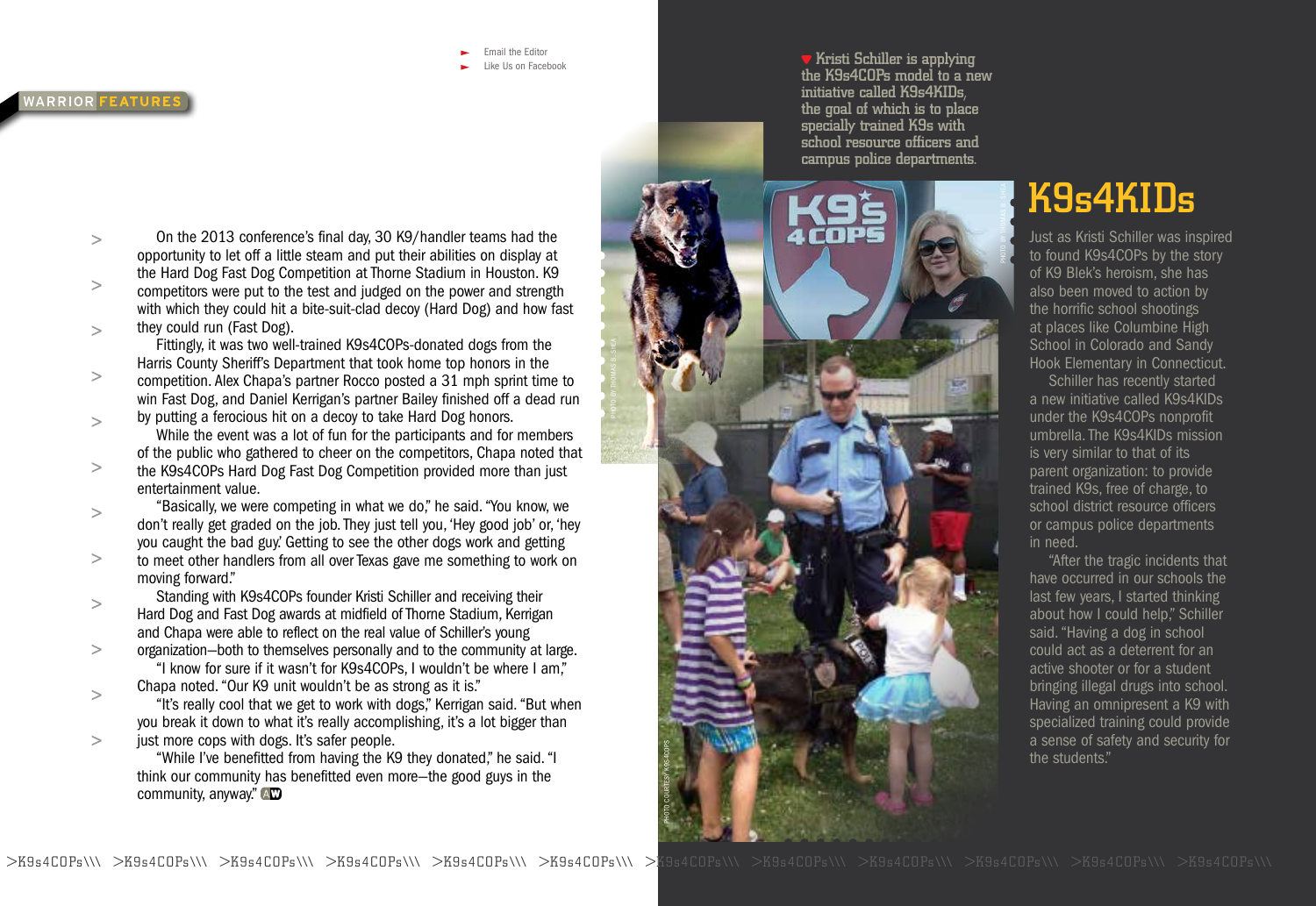On the 2013 conference's final day, 30 K9/handler teams had the opportunity to let off a little steam and put their abilities on display at the Hard Dog Fast Dog Competition at Thorne Stadium in Houston. K9 competitors were put to the test and judged on the power and strength with which they could hit a bite-suit-clad decoy (Hard Dog) and how fast they could run (Fast Dog).

Fittingly, it was two well-trained K9s4COPs-donated dogs from the Harris County Sheriff's Department that took home top honors in the competition. Alex Chapa's partner Rocco posted a 31 mph sprint time to win Fast Dog, and Daniel Kerrigan's partner Bailey finished off a dead run by putting a ferocious hit on a decoy to take Hard Dog honors.

While the event was a lot of fun for the participants and for members of the public who gathered to cheer on the competitors, Chapa noted that the K9s4COPs Hard Dog Fast Dog Competition provided more than just entertainment value.

"Basically, we were competing in what we do," he said. "You know, we don't really get graded on the job. They just tell you, 'Hey good job' or, 'hey you caught the bad guy.' Getting to see the other dogs work and getting to meet other handlers from all over Texas gave me something to work on moving forward."

Standing with K9s4COPs founder Kristi Schiller and receiving their Hard Dog and Fast Dog awards at midfield of Thorne Stadium, Kerrigan and Chapa were able to reflect on the real value of Schiller's young organization—both to themselves personally and to the community at large.

"I know for sure if it wasn't for K9s4COPs, I wouldn't be where I am," Chapa noted. "Our K9 unit wouldn't be as strong as it is."

"It's really cool that we get to work with dogs," Kerrigan said. "But when you break it down to what it's really accomplishing, it's a lot bigger than just more cops with dogs. It's safer people.

"While I've benefitted from having the K9 they donated," he said. "I think our community has benefitted even more—the good guys in the community, anyway." AW

Kristi Schiller is applying the K9s4COPs model to a new initiative called K9s4KIDs, the goal of which is to place specially trained K9s with school resource officers and campus police departments.

## K9s4KIDs

Just as Kristi Schiller was inspired to found K9s4COPs by the story of K9 Blek's heroism, she has also been moved to action by the horrific school shootings at places like Columbine High School in Colorado and Sandy Hook Elementary in Connecticut.

Schiller has recently started a new initiative called K9s4KIDs under the K9s4COPs nonprofit umbrella. The K9s4KIDs mission is very similar to that of its parent organization: to provide trained K9s, free of charge, to school district resource officers or campus police departments in need.

"After the tragic incidents that have occurred in our schools the last few years, I started thinking about how I could help," Schiller said. "Having a dog in school could act as a deterrent for an active shooter or for a student bringing illegal drugs into school. Having an omnipresent a K9 with specialized training could provide a sense of safety and security for the students."